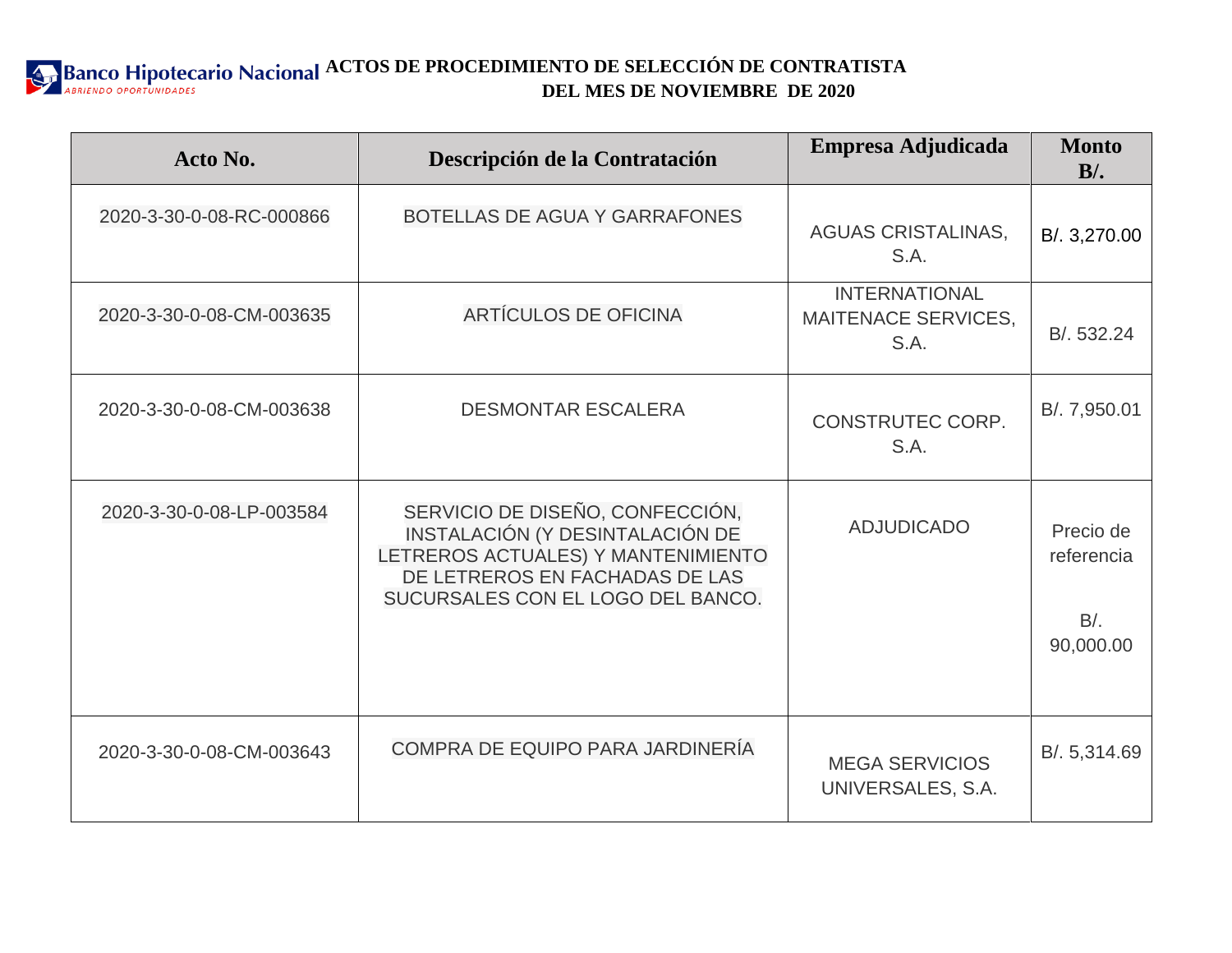**Banco Hipotecario Nacional**
*ABRIENDO OPORTUNIDADES*

# ACTOS DE PROCEDIMIENTO DE SELECCIÓN DE CONTRATISTA DEL MES DE NOVIEMBRE DE 2020

| Acto No. | Descripción de la Contratación | Empresa Adjudicada | Monto B/. |
|---|---|---|---|
| 2020-3-30-0-08-RC-000866 | BOTELLAS DE AGUA Y GARRAFONES | AGUAS CRISTALINAS, S.A. | B/. 3,270.00 |
| 2020-3-30-0-08-CM-003635 | ARTÍCULOS DE OFICINA | INTERNATIONAL MAITENACE SERVICES, S.A. | B/. 532.24 |
| 2020-3-30-0-08-CM-003638 | DESMONTAR ESCALERA | CONSTRUTEC CORP. S.A. | B/. 7,950.01 |
| 2020-3-30-0-08-LP-003584 | SERVICIO DE DISEÑO, CONFECCIÓN, INSTALACIÓN (Y DESINTALACIÓN DE LETREROS ACTUALES) Y MANTENIMIENTO DE LETREROS EN FACHADAS DE LAS SUCURSALES CON EL LOGO DEL BANCO. | ADJUDICADO | Precio de referencia B/. 90,000.00 |
| 2020-3-30-0-08-CM-003643 | COMPRA DE EQUIPO PARA JARDINERÍA | MEGA SERVICIOS UNIVERSALES, S.A. | B/. 5,314.69 |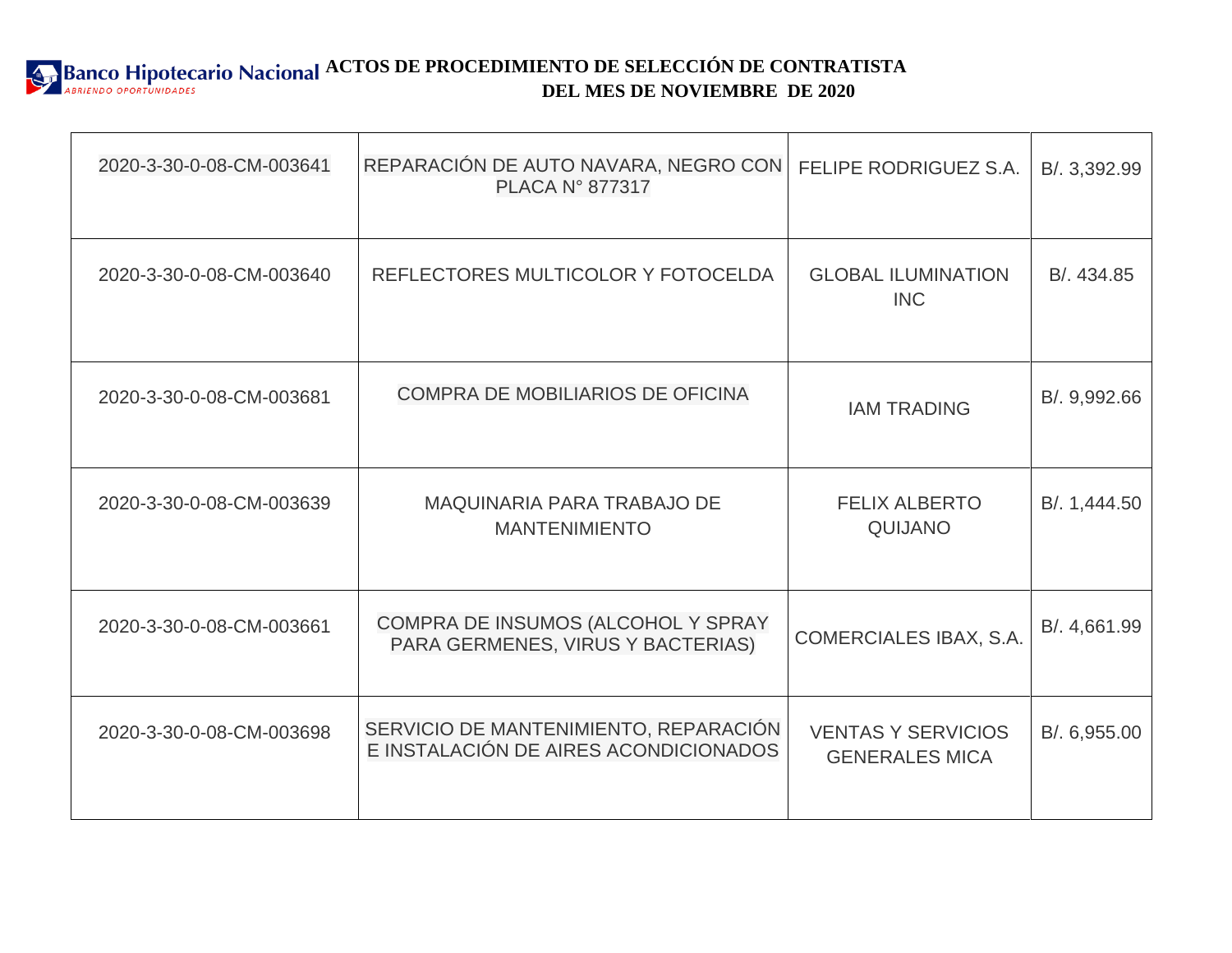Banco Hipotecario Nacional
ABRIENDO OPORTUNIDADES

# ACTOS DE PROCEDIMIENTO DE SELECCIÓN DE CONTRATISTA DEL MES DE NOVIEMBRE DE 2020

| | | | |
|---|---|---|---|
| 2020-3-30-0-08-CM-003641 | REPARACIÓN DE AUTO NAVARA, NEGRO CON PLACA N° 877317 | FELIPE RODRIGUEZ S.A. | B/. 3,392.99 |
| 2020-3-30-0-08-CM-003640 | REFLECTORES MULTICOLOR Y FOTOCELDA | GLOBAL ILUMINATION INC | B/. 434.85 |
| 2020-3-30-0-08-CM-003681 | COMPRA DE MOBILIARIOS DE OFICINA | IAM TRADING | B/. 9,992.66 |
| 2020-3-30-0-08-CM-003639 | MAQUINARIA PARA TRABAJO DE MANTENIMIENTO | FELIX ALBERTO QUIJANO | B/. 1,444.50 |
| 2020-3-30-0-08-CM-003661 | COMPRA DE INSUMOS (ALCOHOL Y SPRAY PARA GERMENES, VIRUS Y BACTERIAS) | COMERCIALES IBAX, S.A. | B/. 4,661.99 |
| 2020-3-30-0-08-CM-003698 | SERVICIO DE MANTENIMIENTO, REPARACIÓN E INSTALACIÓN DE AIRES ACONDICIONADOS | VENTAS Y SERVICIOS GENERALES MICA | B/. 6,955.00 |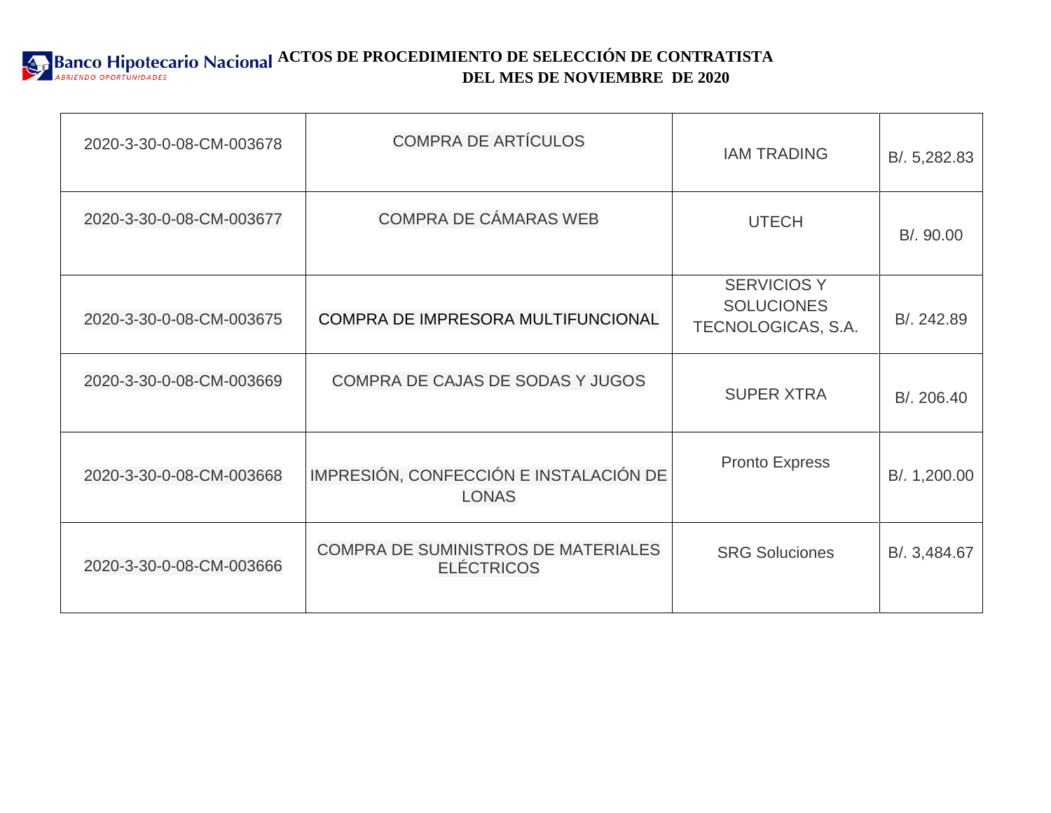Banco Hipotecario Nacional
ABRIENDO OPORTUNIDADES

# ACTOS DE PROCEDIMIENTO DE SELECCIÓN DE CONTRATISTA DEL MES DE NOVIEMBRE DE 2020

| | | | |
|---|---|---|---|
| 2020-3-30-0-08-CM-003678 | COMPRA DE ARTÍCULOS | IAM TRADING | B/. 5,282.83 |
| 2020-3-30-0-08-CM-003677 | COMPRA DE CÁMARAS WEB | UTECH | B/. 90.00 |
| 2020-3-30-0-08-CM-003675 | COMPRA DE IMPRESORA MULTIFUNCIONAL | SERVICIOS Y SOLUCIONES TECNOLOGICAS, S.A. | B/. 242.89 |
| 2020-3-30-0-08-CM-003669 | COMPRA DE CAJAS DE SODAS Y JUGOS | SUPER XTRA | B/. 206.40 |
| 2020-3-30-0-08-CM-003668 | IMPRESIÓN, CONFECCIÓN E INSTALACIÓN DE LONAS | Pronto Express | B/. 1,200.00 |
| 2020-3-30-0-08-CM-003666 | COMPRA DE SUMINISTROS DE MATERIALES ELÉCTRICOS | SRG Soluciones | B/. 3,484.67 |